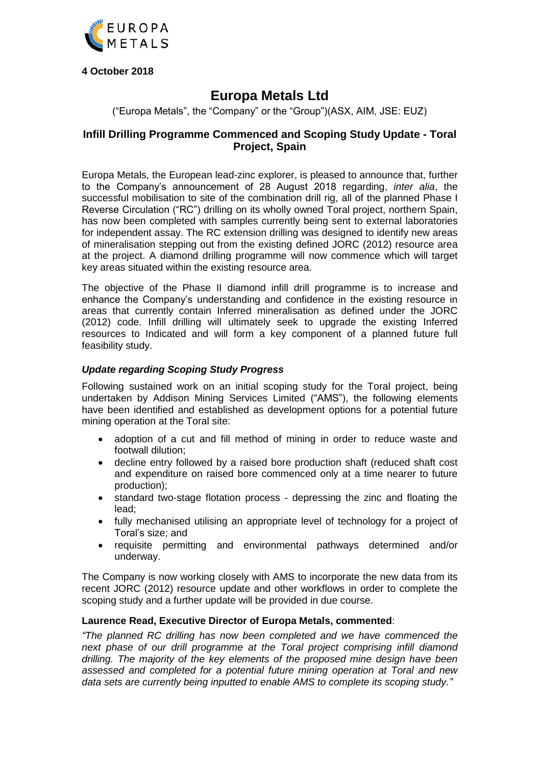**4 October 2018**

# Europa Metals Ltd

("Europa Metals", the "Company" or the "Group")(ASX, AIM, JSE: EUZ)

## Infill Drilling Programme Commenced and Scoping Study Update - Toral Project, Spain

Europa Metals, the European lead-zinc explorer, is pleased to announce that, further to the Company's announcement of 28 August 2018 regarding, *inter alia*, the successful mobilisation to site of the combination drill rig, all of the planned Phase I Reverse Circulation ("RC") drilling on its wholly owned Toral project, northern Spain, has now been completed with samples currently being sent to external laboratories for independent assay. The RC extension drilling was designed to identify new areas of mineralisation stepping out from the existing defined JORC (2012) resource area at the project. A diamond drilling programme will now commence which will target key areas situated within the existing resource area.

The objective of the Phase II diamond infill drill programme is to increase and enhance the Company's understanding and confidence in the existing resource in areas that currently contain Inferred mineralisation as defined under the JORC (2012) code. Infill drilling will ultimately seek to upgrade the existing Inferred resources to Indicated and will form a key component of a planned future full feasibility study.

### *Update regarding Scoping Study Progress*

Following sustained work on an initial scoping study for the Toral project, being undertaken by Addison Mining Services Limited ("AMS"), the following elements have been identified and established as development options for a potential future mining operation at the Toral site:

- adoption of a cut and fill method of mining in order to reduce waste and footwall dilution;
- decline entry followed by a raised bore production shaft (reduced shaft cost and expenditure on raised bore commenced only at a time nearer to future production);
- standard two-stage flotation process - depressing the zinc and floating the lead;
- fully mechanised utilising an appropriate level of technology for a project of Toral's size; and
- requisite permitting and environmental pathways determined and/or underway.

The Company is now working closely with AMS to incorporate the new data from its recent JORC (2012) resource update and other workflows in order to complete the scoping study and a further update will be provided in due course.

**Laurence Read, Executive Director of Europa Metals, commented**:

*"The planned RC drilling has now been completed and we have commenced the next phase of our drill programme at the Toral project comprising infill diamond drilling. The majority of the key elements of the proposed mine design have been assessed and completed for a potential future mining operation at Toral and new data sets are currently being inputted to enable AMS to complete its scoping study."*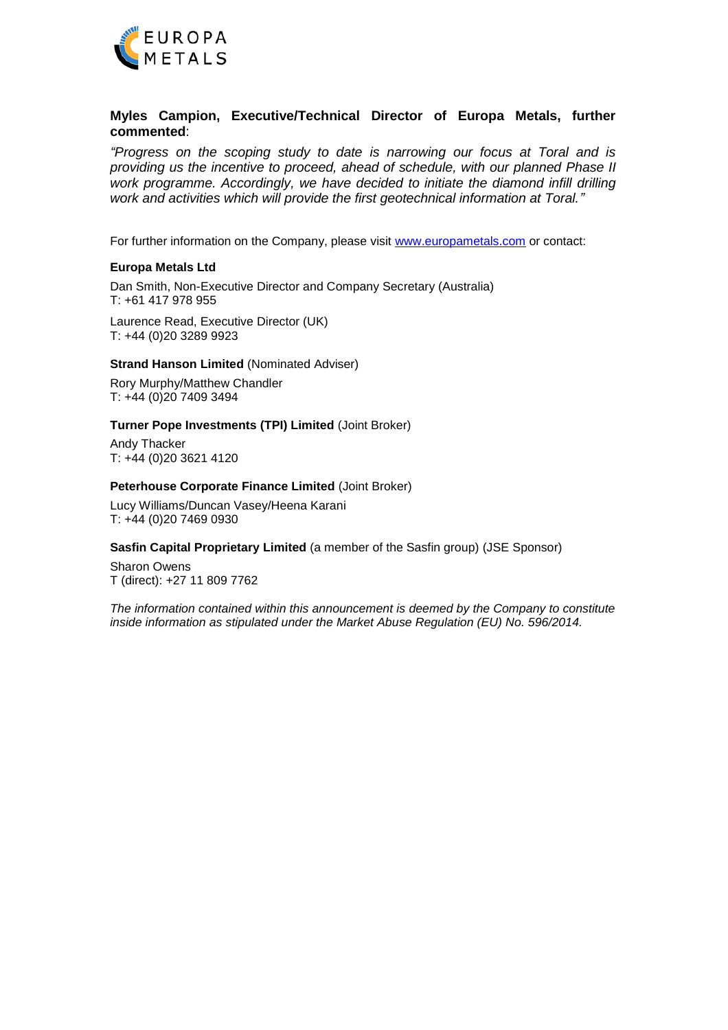**Myles Campion, Executive/Technical Director of Europa Metals, further commented**:

*"Progress on the scoping study to date is narrowing our focus at Toral and is providing us the incentive to proceed, ahead of schedule, with our planned Phase II work programme. Accordingly, we have decided to initiate the diamond infill drilling work and activities which will provide the first geotechnical information at Toral."*

For further information on the Company, please visit www.europametals.com or contact:

**Europa Metals Ltd**

Dan Smith, Non-Executive Director and Company Secretary (Australia)
T: +61 417 978 955

Laurence Read, Executive Director (UK)
T: +44 (0)20 3289 9923

**Strand Hanson Limited** (Nominated Adviser)

Rory Murphy/Matthew Chandler
T: +44 (0)20 7409 3494

**Turner Pope Investments (TPI) Limited** (Joint Broker)

Andy Thacker
T: +44 (0)20 3621 4120

**Peterhouse Corporate Finance Limited** (Joint Broker)

Lucy Williams/Duncan Vasey/Heena Karani
T: +44 (0)20 7469 0930

**Sasfin Capital Proprietary Limited** (a member of the Sasfin group) (JSE Sponsor)

Sharon Owens
T (direct): +27 11 809 7762

*The information contained within this announcement is deemed by the Company to constitute inside information as stipulated under the Market Abuse Regulation (EU) No. 596/2014.*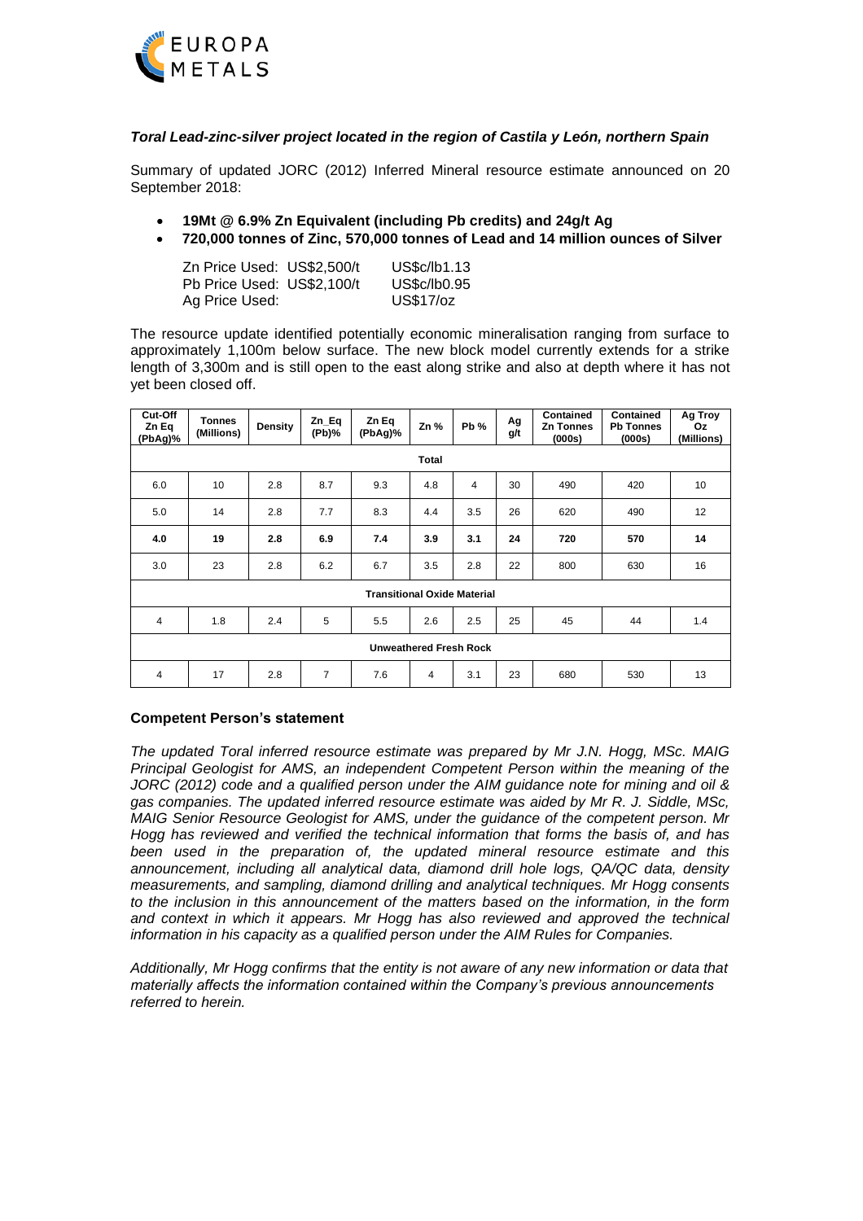***Toral Lead-zinc-silver project located in the region of Castila y León, northern Spain***

Summary of updated JORC (2012) Inferred Mineral resource estimate announced on 20 September 2018:

- **19Mt @ 6.9% Zn Equivalent (including Pb credits) and 24g/t Ag**
- **720,000 tonnes of Zinc, 570,000 tonnes of Lead and 14 million ounces of Silver**

| | | |
|---|---|---|
| Zn Price Used: | US$2,500/t | US$c/lb1.13 |
| Pb Price Used: | US$2,100/t | US$c/lb0.95 |
| Ag Price Used: | | US$17/oz |

The resource update identified potentially economic mineralisation ranging from surface to approximately 1,100m below surface. The new block model currently extends for a strike length of 3,300m and is still open to the east along strike and also at depth where it has not yet been closed off.

| Cut-Off Zn Eq (PbAg)% | Tonnes (Millions) | Density | Zn_Eq (Pb)% | Zn Eq (PbAg)% | Zn % | Pb % | Ag g/t | Contained Zn Tonnes (000s) | Contained Pb Tonnes (000s) | Ag Troy Oz (Millions) |
|---|---|---|---|---|---|---|---|---|---|---|
| **Total** | | | | | | | | | | |
| 6.0 | 10 | 2.8 | 8.7 | 9.3 | 4.8 | 4 | 30 | 490 | 420 | 10 |
| 5.0 | 14 | 2.8 | 7.7 | 8.3 | 4.4 | 3.5 | 26 | 620 | 490 | 12 |
| **4.0** | **19** | **2.8** | **6.9** | **7.4** | **3.9** | **3.1** | **24** | **720** | **570** | **14** |
| 3.0 | 23 | 2.8 | 6.2 | 6.7 | 3.5 | 2.8 | 22 | 800 | 630 | 16 |
| **Transitional Oxide Material** | | | | | | | | | | |
| 4 | 1.8 | 2.4 | 5 | 5.5 | 2.6 | 2.5 | 25 | 45 | 44 | 1.4 |
| **Unweathered Fresh Rock** | | | | | | | | | | |
| 4 | 17 | 2.8 | 7 | 7.6 | 4 | 3.1 | 23 | 680 | 530 | 13 |

**Competent Person's statement**

*The updated Toral inferred resource estimate was prepared by Mr J.N. Hogg, MSc. MAIG Principal Geologist for AMS, an independent Competent Person within the meaning of the JORC (2012) code and a qualified person under the AIM guidance note for mining and oil & gas companies. The updated inferred resource estimate was aided by Mr R. J. Siddle, MSc, MAIG Senior Resource Geologist for AMS, under the guidance of the competent person. Mr Hogg has reviewed and verified the technical information that forms the basis of, and has been used in the preparation of, the updated mineral resource estimate and this announcement, including all analytical data, diamond drill hole logs, QA/QC data, density measurements, and sampling, diamond drilling and analytical techniques. Mr Hogg consents to the inclusion in this announcement of the matters based on the information, in the form and context in which it appears. Mr Hogg has also reviewed and approved the technical information in his capacity as a qualified person under the AIM Rules for Companies.*

*Additionally, Mr Hogg confirms that the entity is not aware of any new information or data that materially affects the information contained within the Company's previous announcements referred to herein.*